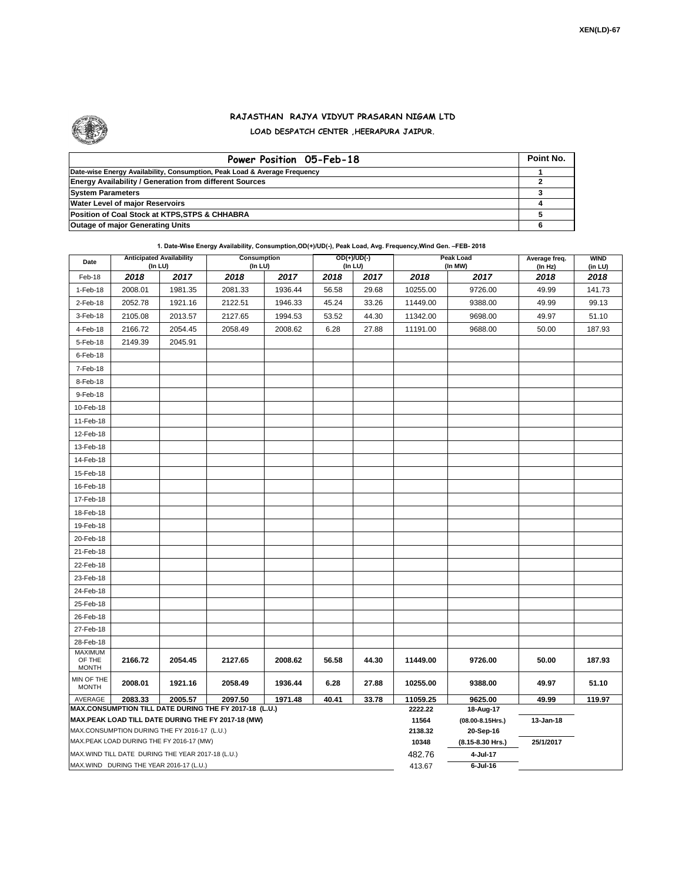XEN(LD)-67

# RAJASTHAN RAJYA VIDYUT PRASARAN NIGAM LTD

## LOAD DESPATCH CENTER ,HEERAPURA JAIPUR.

| Power Position 05-Feb-18 | Point No. |
|---|---|
| Date-wise Energy Availability, Consumption, Peak Load & Average Frequency | 1 |
| Energy Availability / Generation from different Sources | 2 |
| System Parameters | 3 |
| Water Level of major Reservoirs | 4 |
| Position of Coal Stock at KTPS,STPS & CHHABRA | 5 |
| Outage of major Generating Units | 6 |

**1. Date-Wise Energy Availability, Consumption,OD(+)/UD(-), Peak Load, Avg. Frequency,Wind Gen. –FEB- 2018**

| Date | Anticipated Availability (In LU) | | Consumption (In LU) | | OD(+)/UD(-) (In LU) | | Peak Load (In MW) | | Average freq. (In Hz) | WIND (in LU) |
|---|---|---|---|---|---|---|---|---|---|---|
| Feb-18 | 2018 | 2017 | 2018 | 2017 | 2018 | 2017 | 2018 | 2017 | 2018 | 2018 |
| 1-Feb-18 | 2008.01 | 1981.35 | 2081.33 | 1936.44 | 56.58 | 29.68 | 10255.00 | 9726.00 | 49.99 | 141.73 |
| 2-Feb-18 | 2052.78 | 1921.16 | 2122.51 | 1946.33 | 45.24 | 33.26 | 11449.00 | 9388.00 | 49.99 | 99.13 |
| 3-Feb-18 | 2105.08 | 2013.57 | 2127.65 | 1994.53 | 53.52 | 44.30 | 11342.00 | 9698.00 | 49.97 | 51.10 |
| 4-Feb-18 | 2166.72 | 2054.45 | 2058.49 | 2008.62 | 6.28 | 27.88 | 11191.00 | 9688.00 | 50.00 | 187.93 |
| 5-Feb-18 | 2149.39 | 2045.91 | | | | | | | | |
| 6-Feb-18 | | | | | | | | | | |
| 7-Feb-18 | | | | | | | | | | |
| 8-Feb-18 | | | | | | | | | | |
| 9-Feb-18 | | | | | | | | | | |
| 10-Feb-18 | | | | | | | | | | |
| 11-Feb-18 | | | | | | | | | | |
| 12-Feb-18 | | | | | | | | | | |
| 13-Feb-18 | | | | | | | | | | |
| 14-Feb-18 | | | | | | | | | | |
| 15-Feb-18 | | | | | | | | | | |
| 16-Feb-18 | | | | | | | | | | |
| 17-Feb-18 | | | | | | | | | | |
| 18-Feb-18 | | | | | | | | | | |
| 19-Feb-18 | | | | | | | | | | |
| 20-Feb-18 | | | | | | | | | | |
| 21-Feb-18 | | | | | | | | | | |
| 22-Feb-18 | | | | | | | | | | |
| 23-Feb-18 | | | | | | | | | | |
| 24-Feb-18 | | | | | | | | | | |
| 25-Feb-18 | | | | | | | | | | |
| 26-Feb-18 | | | | | | | | | | |
| 27-Feb-18 | | | | | | | | | | |
| 28-Feb-18 | | | | | | | | | | |
| MAXIMUM OF THE MONTH | 2166.72 | 2054.45 | 2127.65 | 2008.62 | 56.58 | 44.30 | 11449.00 | 9726.00 | 50.00 | 187.93 |
| MIN OF THE MONTH | 2008.01 | 1921.16 | 2058.49 | 1936.44 | 6.28 | 27.88 | 10255.00 | 9388.00 | 49.97 | 51.10 |
| AVERAGE | 2083.33 | 2005.57 | 2097.50 | 1971.48 | 40.41 | 33.78 | 11059.25 | 9625.00 | 49.99 | 119.97 |
| MAX.CONSUMPTION TILL DATE DURING THE FY 2017-18 (L.U.) | | | | | | | 2222.22 | 18-Aug-17 | | |
| MAX.PEAK LOAD TILL DATE DURING THE FY 2017-18 (MW) | | | | | | | 11564 | (08.00-8.15Hrs.) | 13-Jan-18 | |
| MAX.CONSUMPTION DURING THE FY 2016-17 (L.U.) | | | | | | | 2138.32 | 20-Sep-16 | | |
| MAX.PEAK LOAD DURING THE FY 2016-17 (MW) | | | | | | | 10348 | (8.15-8.30 Hrs.) | 25/1/2017 | |
| MAX.WIND TILL DATE DURING THE YEAR 2017-18 (L.U.) | | | | | | | 482.76 | 4-Jul-17 | | |
| MAX.WIND DURING THE YEAR 2016-17 (L.U.) | | | | | | | 413.67 | 6-Jul-16 | | |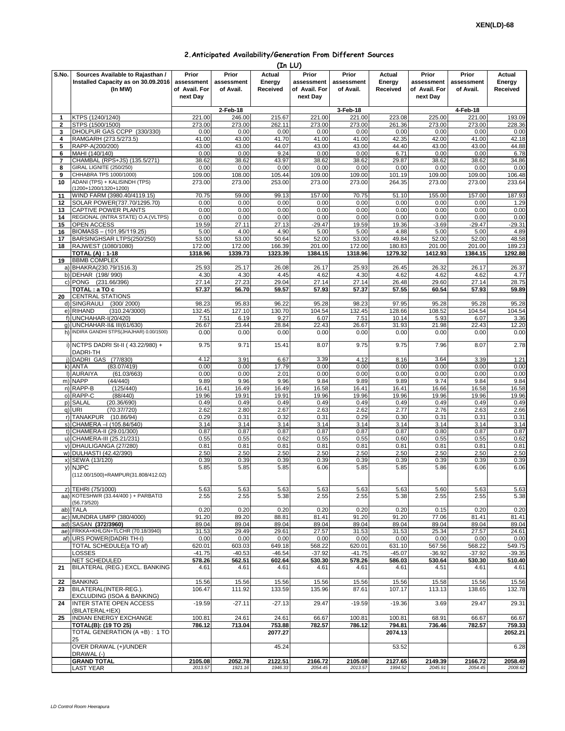XEN(LD)-68

## 2.Anticipated Availability/Generation From Different Sources

(In LU)

| S.No. | Sources Available to Rajasthan / Installed Capacity as on 30.09.2016 (In MW) | Prior assessment of Avail. For next Day | Prior assessment of Avail. | Actual Energy Received | Prior assessment of Avail. For next Day | Prior assessment of Avail. | Actual Energy Received | Prior assessment of Avail. For next Day | Prior assessment of Avail. | Actual Energy Received |
|---|---|---|---|---|---|---|---|---|---|---|
| | | 2-Feb-18 | | | 3-Feb-18 | | | 4-Feb-18 | | |
| 1 | KTPS (1240/1240) | 221.00 | 246.00 | 215.67 | 221.00 | 221.00 | 223.08 | 225.00 | 221.00 | 193.09 |
| 2 | STPS (1500/1500) | 273.00 | 273.00 | 262.11 | 273.00 | 273.00 | 261.36 | 273.00 | 273.00 | 228.36 |
| 3 | DHOLPUR GAS CCPP (330/330) | 0.00 | 0.00 | 0.00 | 0.00 | 0.00 | 0.00 | 0.00 | 0.00 | 0.00 |
| 4 | RAMGARH (273.5/273.5) | 41.00 | 43.00 | 41.70 | 41.00 | 41.00 | 42.35 | 42.00 | 41.00 | 42.18 |
| 5 | RAPP-A(200/200) | 43.00 | 43.00 | 44.07 | 43.00 | 43.00 | 44.40 | 43.00 | 43.00 | 44.88 |
| 6 | MAHI (140/140) | 0.00 | 0.00 | 9.24 | 0.00 | 0.00 | 6.71 | 0.00 | 0.00 | 6.78 |
| 7 | CHAMBAL (RPS+JS) (135.5/271) | 38.62 | 38.62 | 43.97 | 38.62 | 38.62 | 29.87 | 38.62 | 38.62 | 34.86 |
| 8 | GIRAL LIGNITE (250/250) | 0.00 | 0.00 | 0.00 | 0.00 | 0.00 | 0.00 | 0.00 | 0.00 | 0.00 |
| 9 | CHHABRA TPS 1000/1000) | 109.00 | 108.00 | 105.44 | 109.00 | 109.00 | 101.19 | 109.00 | 109.00 | 106.48 |
| 10 | ADANI (TPS) + KALISINDH (TPS) (1200+1200/1320+1200) | 273.00 | 273.00 | 253.00 | 273.00 | 273.00 | 264.35 | 273.00 | 273.00 | 233.64 |
| 11 | WIND FARM (3980.40/4119.15) | 70.75 | 59.00 | 99.13 | 157.00 | 70.75 | 51.10 | 155.00 | 157.00 | 187.93 |
| 12 | SOLAR POWER(737.70/1295.70) | 0.00 | 0.00 | 0.00 | 0.00 | 0.00 | 0.00 | 0.00 | 0.00 | 1.29 |
| 13 | CAPTIVE POWER PLANTS | 0.00 | 0.00 | 0.00 | 0.00 | 0.00 | 0.00 | 0.00 | 0.00 | 0.00 |
| 14 | REGIONAL (INTRA STATE) O.A.(VLTPS) | 0.00 | 0.00 | 0.00 | 0.00 | 0.00 | 0.00 | 0.00 | 0.00 | 0.00 |
| 15 | OPEN ACCESS | 19.59 | 27.11 | 27.13 | -29.47 | 19.59 | 19.36 | -3.69 | -29.47 | -29.31 |
| 16 | BIOMASS – (101.95/119.25) | 5.00 | 4.00 | 4.90 | 5.00 | 5.00 | 4.88 | 5.00 | 5.00 | 4.89 |
| 17 | BARSINGHSAR LTPS(250/250) | 53.00 | 53.00 | 50.64 | 52.00 | 53.00 | 49.84 | 52.00 | 52.00 | 48.58 |
| 18 | RAJWEST (1080/1080) | 172.00 | 172.00 | 166.39 | 201.00 | 172.00 | 180.83 | 201.00 | 201.00 | 189.23 |
| | **TOTAL (A) : 1-18** | **1318.96** | **1339.73** | **1323.39** | **1384.15** | **1318.96** | **1279.32** | **1412.93** | **1384.15** | **1292.88** |
| 19 | BBMB COMPLEX | | | | | | | | | |
| a) | BHAKRA(230.79/1516.3) | 25.93 | 25.17 | 26.08 | 26.17 | 25.93 | 26.45 | 26.32 | 26.17 | 26.37 |
| b) | DEHAR (198/ 990) | 4.30 | 4.30 | 4.45 | 4.62 | 4.30 | 4.62 | 4.62 | 4.62 | 4.77 |
| c) | PONG (231.66/396) | 27.14 | 27.23 | 29.04 | 27.14 | 27.14 | 26.48 | 29.60 | 27.14 | 28.75 |
| | **TOTAL : a TO c** | **57.37** | **56.70** | **59.57** | **57.93** | **57.37** | **57.55** | **60.54** | **57.93** | **59.89** |
| 20 | CENTRAL STATIONS | | | | | | | | | |
| d) | SINGRAULI (300/ 2000) | 98.23 | 95.83 | 96.22 | 95.28 | 98.23 | 97.95 | 95.28 | 95.28 | 95.28 |
| e) | RIHAND (310.24/3000) | 132.45 | 127.10 | 130.70 | 104.54 | 132.45 | 128.66 | 108.52 | 104.54 | 104.54 |
| f) | UNCHAHAR-I(20/420) | 7.51 | 6.19 | 9.27 | 6.07 | 7.51 | 10.14 | 5.93 | 6.07 | 3.36 |
| g) | UNCHAHAR-II& III(61/630) | 26.67 | 23.44 | 28.84 | 22.43 | 26.67 | 31.93 | 21.98 | 22.43 | 12.20 |
| h) | INDIRA GANDHI STPS(JHAJHAR) 0.00/1500) | 0.00 | 0.00 | 0.00 | 0.00 | 0.00 | 0.00 | 0.00 | 0.00 | 0.00 |
| i) | NCTPS DADRI St-II ( 43.22/980) + DADRI-TH | 9.75 | 9.71 | 15.41 | 8.07 | 9.75 | 9.75 | 7.96 | 8.07 | 2.78 |
| j) | DADRI GAS (77/830) | 4.12 | 3.91 | 6.67 | 3.39 | 4.12 | 8.16 | 3.64 | 3.39 | 1.21 |
| k) | ANTA (83.07/419) | 0.00 | 0.00 | 17.79 | 0.00 | 0.00 | 0.00 | 0.00 | 0.00 | 0.00 |
| l) | AURAIYA (61.03/663) | 0.00 | 0.00 | 2.01 | 0.00 | 0.00 | 0.00 | 0.00 | 0.00 | 0.00 |
| m) | NAPP (44/440) | 9.89 | 9.96 | 9.96 | 9.84 | 9.89 | 9.89 | 9.74 | 9.84 | 9.84 |
| n) | RAPP-B (125/440) | 16.41 | 16.49 | 16.49 | 16.58 | 16.41 | 16.41 | 16.66 | 16.58 | 16.58 |
| o) | RAPP-C (88/440) | 19.96 | 19.91 | 19.91 | 19.96 | 19.96 | 19.96 | 19.96 | 19.96 | 19.96 |
| p) | SALAL (20.36/690) | 0.49 | 0.49 | 0.49 | 0.49 | 0.49 | 0.49 | 0.49 | 0.49 | 0.49 |
| q) | URI (70.37/720) | 2.62 | 2.80 | 2.67 | 2.63 | 2.62 | 2.77 | 2.76 | 2.63 | 2.66 |
| r) | TANAKPUR (10.86/94) | 0.29 | 0.31 | 0.32 | 0.31 | 0.29 | 0.30 | 0.31 | 0.31 | 0.31 |
| s) | CHAMERA –I (105.84/540) | 3.14 | 3.14 | 3.14 | 3.14 | 3.14 | 3.14 | 3.14 | 3.14 | 3.14 |
| t) | CHAMERA-II (29.01/300) | 0.87 | 0.87 | 0.87 | 0.87 | 0.87 | 0.87 | 0.80 | 0.87 | 0.87 |
| u) | CHAMERA-III (25.21/231) | 0.55 | 0.55 | 0.62 | 0.55 | 0.55 | 0.60 | 0.55 | 0.55 | 0.62 |
| v) | DHAULIGANGA (27/280) | 0.81 | 0.81 | 0.81 | 0.81 | 0.81 | 0.81 | 0.81 | 0.81 | 0.81 |
| w) | DULHASTI (42.42/390) | 2.50 | 2.50 | 2.50 | 2.50 | 2.50 | 2.50 | 2.50 | 2.50 | 2.50 |
| x) | SEWA (13/120) | 0.39 | 0.39 | 0.39 | 0.39 | 0.39 | 0.39 | 0.39 | 0.39 | 0.39 |
| y) | NJPC (112.00/1500)+RAMPUR(31.808/412.02) | 5.85 | 5.85 | 5.85 | 6.06 | 5.85 | 5.85 | 5.86 | 6.06 | 6.06 |
| z) | TEHRI (75/1000) | 5.63 | 5.63 | 5.63 | 5.63 | 5.63 | 5.63 | 5.60 | 5.63 | 5.63 |
| aa) | KOTESHWR (33.44/400 ) + PARBATI3 (56.73/520) | 2.55 | 2.55 | 5.38 | 2.55 | 2.55 | 5.38 | 2.55 | 2.55 | 5.38 |
| ab) | TALA | 0.20 | 0.20 | 0.20 | 0.20 | 0.20 | 0.20 | 0.15 | 0.20 | 0.20 |
| ac) | MUNDRA UMPP (380/4000) | 91.20 | 89.20 | 88.81 | 81.41 | 91.20 | 91.20 | 77.06 | 81.41 | 81.41 |
| ad) | SASAN **(372/3960)** | 89.04 | 89.04 | 89.04 | 89.04 | 89.04 | 89.04 | 89.04 | 89.04 | 89.04 |
| ae) | FRKKA+KHLGN+TLCHR (70.18/3940) | 31.53 | 29.49 | 29.61 | 27.57 | 31.53 | 31.53 | 25.34 | 27.57 | 24.61 |
| af) | URS POWER(DADRI TH-I) | 0.00 | 0.00 | 0.00 | 0.00 | 0.00 | 0.00 | 0.00 | 0.00 | 0.00 |
| | TOTAL SCHEDULE(a TO af) | 620.01 | 603.03 | 649.18 | 568.22 | 620.01 | 631.10 | 567.56 | 568.22 | 549.75 |
| | LOSSES | -41.75 | -40.53 | -46.54 | -37.92 | -41.75 | -45.07 | -36.92 | -37.92 | -39.35 |
| | NET SCHEDULED | **578.26** | **562.51** | **602.64** | **530.30** | **578.26** | **586.03** | **530.64** | **530.30** | **510.40** |
| 21 | BILATERAL (REG.) EXCL. BANKING | 4.61 | 4.61 | 4.61 | 4.61 | 4.61 | 4.61 | 4.51 | 4.61 | 4.61 |
| 22 | BANKING | 15.56 | 15.56 | 15.56 | 15.56 | 15.56 | 15.56 | 15.58 | 15.56 | 15.56 |
| 23 | BILATERAL(INTER-REG.). EXCLUDING (ISOA & BANKING) | 106.47 | 111.92 | 133.59 | 135.96 | 87.61 | 107.17 | 113.13 | 138.65 | 132.78 |
| 24 | INTER STATE OPEN ACCESS (BILATERAL+IEX) | -19.59 | -27.11 | -27.13 | 29.47 | -19.59 | -19.36 | 3.69 | 29.47 | 29.31 |
| 25 | INDIAN ENERGY EXCHANGE | 100.81 | 24.61 | 24.61 | 66.67 | 100.81 | 100.81 | 68.91 | 66.67 | 66.67 |
| | **TOTAL(B): (19 TO 25)** | **786.12** | **713.04** | **753.88** | **782.57** | **786.12** | **794.81** | **736.46** | **782.57** | **759.33** |
| | TOTAL GENERATION (A +B) : 1 TO 25 | | | **2077.27** | | | **2074.13** | | | **2052.21** |
| | OVER DRAWAL (+)/UNDER DRAWAL (-) | | | 45.24 | | | 53.52 | | | 6.28 |
| | **GRAND TOTAL** | **2105.08** | **2052.78** | **2122.51** | **2166.72** | **2105.08** | **2127.65** | **2149.39** | **2166.72** | **2058.49** |
| | LAST YEAR | *2013.57* | *1921.16* | *1946.33* | *2054.45* | *2013.57* | *1994.52* | *2045.91* | *2054.45* | *2008.62* |

*LD Control Room Heerapura*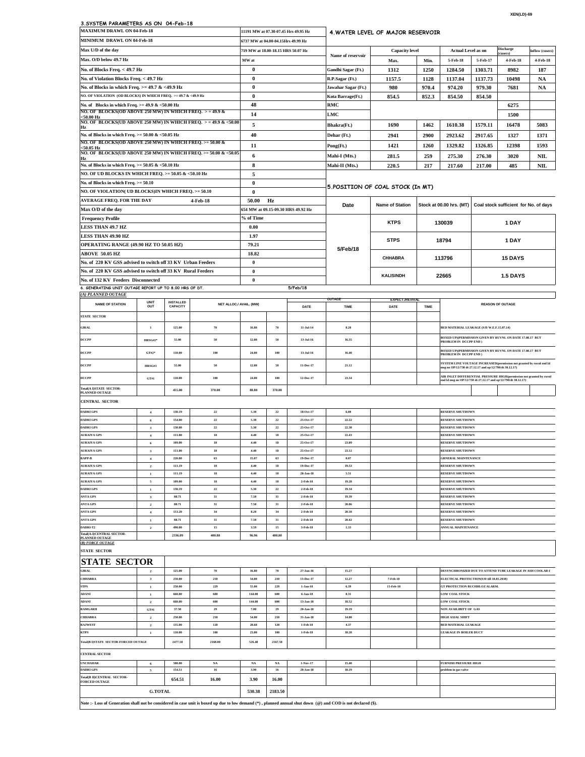XEN(LD)-69

### 3.SYSTEM PARAMETERS AS ON 04-Feb-18

| | | |
|---|---|---|
| MAXIMUM DRAWL ON 04-Feb-18 | | 11191 MW at 07.30-07.45 Hrs 49.95 Hz |
| MINIMUM DRAWL ON 04-Feb-18 | | 6737 MW at 04.00-04.15Hrs 49.99 Hz |
| Max U/D of the day | | 719 MW at 18.00-18.15 HRS 50.07 Hz |
| Max. O/D below 49.7 Hz | | MW at |
| No. of Blocks Freq. < 49.7 Hz | | 0 |
| No. of Violation Blocks Freq. < 49.7 Hz | | 0 |
| No. of Blocks in which Freq. >= 49.7 & <49.9 Hz | | 0 |
| NO. OF VIOLATION (OD BLOCKS) IN WHICH FREQ. >= 49.7 & <49.9 Hz | | 0 |
| No. of Blocks in which Freq. >= 49.9 & <50.00 Hz | | 48 |
| NO. OF BLOCKS(OD ABOVE 250 MW) IN WHICH FREQ. > = 49.9 & <50.00 Hz | | 14 |
| NO. OF BLOCKS(UD ABOVE 250 MW) IN WHICH FREQ. > = 49.9 & <50.00 Hz | | 5 |
| No. of Blocks in which Freq. >= 50.00 & <50.05 Hz | | 40 |
| NO. OF BLOCKS(OD ABOVE 250 MW) IN WHICH FREQ. >= 50.00 & <50.05 Hz | | 11 |
| NO. OF BLOCKS(UD ABOVE 250 MW) IN WHICH FREQ. >= 50.00 & <50.05 Hz | | 6 |
| No. of Blocks in which Freq. >= 50.05 & <50.10 Hz | | 8 |
| NO. OF UD BLOCKS IN WHICH FREQ. >= 50.05 & <50.10 Hz | | 5 |
| No. of Blocks in which Freq. >= 50.10 | | 0 |
| NO. OF VIOLATION( UD BLOCKS)IN WHICH FREQ. >= 50.10 | | 0 |
| AVERAGE FREQ. FOR THE DAY | 4-Feb-18 | 50.00 Hz |
| Max O/D of the day | | 654 MW at 09.15-09.30 HRS 49.92 Hz |
| Frequency Profile | | % of Time |
| LESS THAN 49.7 HZ | | 0.00 |
| LESS THAN 49.90 HZ | | 1.97 |
| OPERATING RANGE (49.90 HZ TO 50.05 HZ) | | 79.21 |
| ABOVE 50.05 HZ | | 18.82 |
| No. of 220 KV GSS advised to switch off 33 KV Urban Feeders | | 0 |
| No. of 220 KV GSS advised to switch off 33 KV Rural Feeders | | 0 |
| No. of 132 KV Feeders Disconnected | | 0 |

### 4.WATER LEVEL OF MAJOR RESERVOIR

| Name of reservoir | Capacity level Max. | Capacity level Min. | Actual Level as on 5-Feb-18 | Actual Level as on 5-Feb-17 | Discharge (cusecs) 4-Feb-18 | Inflow (cusecs) 4-Feb-18 |
|---|---|---|---|---|---|---|
| Gandhi Sagar (Ft.) | 1312 | 1250 | 1284.50 | 1303.71 | 8982 | 187 |
| R.P.Sagar (Ft.) | 1157.5 | 1128 | 1137.04 | 1137.73 | 10498 | NA |
| Jawahar Sagar (Ft.) | 980 | 970.4 | 974.20 | 979.30 | 7681 | NA |
| Kota Barrage(Ft.) | 854.5 | 852.3 | 854.50 | 854.50 | | |
| RMC | | | | | 6275 | |
| LMC | | | | | 1500 | |
| Bhakra(Ft.) | 1690 | 1462 | 1610.38 | 1579.11 | 16478 | 5083 |
| Dehar (Ft.) | 2941 | 2900 | 2923.62 | 2917.65 | 1327 | 1371 |
| Pong(Ft.) | 1421 | 1260 | 1329.82 | 1326.85 | 12398 | 1593 |
| Mahi-I (Mts.) | 281.5 | 259 | 275.30 | 276.30 | 3020 | NIL |
| Mahi-II (Mts.) | 220.5 | 217 | 217.60 | 217.00 | 485 | NIL |

### 5.POSITION OF COAL STOCK (In MT)

| Date | Name of Station | Stock at 00.00 hrs. (MT) | Coal stock sufficient for No. of days |
|---|---|---|---|
| 5/Feb/18 | KTPS | 130039 | 1 DAY |
| | STPS | 18794 | 1 DAY |
| | CHHABRA | 113796 | 15 DAYS |
| | KALISINDH | 22665 | 1.5 DAYS |

### 6. GENERATING UNIT OUTAGE REPORT UP TO 8.00 HRS OF DT. 5/Feb/18

*(A) PLANNED OUTAGE*

| NAME OF STATION | UNIT OUT | INSTALLED CAPACITY | NET ALLOC./ AVAIL. (MW) | | | OUTAGE DATE | OUTAGE TIME | EXPECT.REVIVAL DATE | EXPECT.REVIVAL TIME | REASON OF OUTAGE |
|---|---|---|---|---|---|---|---|---|---|---|
| **STATE SECTOR** | | | | | | | | | | |
| GIRAL | 1 | 125.00 | 70 | 16.80 | 70 | 11-Jul-14 | 8.20 | | | BED MATERIAL LEAKAGE (S/D W.E.F.15.07.14) |
| DCCPP | HRSG#2* | 55.00 | 50 | 12.00 | 50 | 13-Jul-16 | 16.35 | | | BOXED UP)(PERMISSION GIVEN BY RUVNL ON DATE 17.08.17 BUT PROBLEM IN DCCPP END ) |
| DCCPP | GT#2* | 110.00 | 100 | 24.00 | 100 | 13-Jul-16 | 16.40 | | | BOXED UP)(PERMISSION GIVEN BY RUVNL ON DATE 17.08.17 BUT PROBLEM IN DCCPP END ) |
| DCCPP | HRSG#1 | 55.00 | 50 | 12.00 | 50 | 11-Dec-17 | 21.12 | | | SYSTEM LINE VOLTAGE INCREASED(permission not granted by ruvnl end ld msg no OP/12/730 dt 27.12.17 and op/12/790/dt 30.12.17) |
| DCCPP | GT#1 | 110.00 | 100 | 24.00 | 100 | 12-Dec-17 | 23.34 | | | AIR INLET DIFFERENTIAL PRESSURE HIGH(permission not granted by ruvnl end ld msg no OP/12/730 dt 27.12.17 and op/12/790/dt 30.12.17) |
| Total(A I)STATE SECTOR-PLANNED OUTAGE | | 455.00 | 370.00 | 88.80 | 370.00 | | | | | |
| **CENTRAL SECTOR** | | | | | | | | | | |
| DADRI GPS | 4 | 130.19 | 22 | 5.30 | 22 | 18-Oct-17 | 6.00 | | | RESERVE SHUTDOWN |
| DADRI GPS | 6 | 154.00 | 22 | 5.30 | 22 | 25-Oct-17 | 22.22 | | | RESERVE SHUTDOWN |
| DADRI GPS | 3 | 130.00 | 22 | 5.30 | 22 | 25-Oct-17 | 22.30 | | | RESERVE SHUTDOWN |
| AURAIYA GPS | 4 | 111.00 | 18 | 4.40 | 18 | 25-Oct-17 | 22.43 | | | RESERVE SHUTDOWN |
| AURAIYA GPS | 6 | 109.00 | 18 | 4.40 | 18 | 25-Oct-17 | 23.09 | | | RESERVE SHUTDOWN |
| AURAIYA GPS | 3 | 111.00 | 18 | 4.40 | 18 | 25-Oct-17 | 23.12 | | | RESERVE SHUTDOWN |
| RAPP-B | 4 | 220.00 | 63 | 15.07 | 63 | 19-Dec-17 | 0.07 | | | GENERAL MAINTENANCE |
| AURAIYA GPS | 2 | 111.19 | 18 | 4.40 | 18 | 19-Dec-17 | 19.53 | | | RESERVE SHUTDOWN |
| AURAIYA GPS | 1 | 111.19 | 18 | 4.40 | 18 | 20-Jan-18 | 5.51 | | | RESERVE SHUTDOWN |
| AURAIYA GPS | 5 | 109.00 | 18 | 4.40 | 18 | 2-Feb-18 | 19.28 | | | RESERVE SHUTDOWN |
| DADRI GPS | 1 | 130.19 | 22 | 5.30 | 22 | 2-Feb-18 | 19.34 | | | RESERVE SHUTDOWN |
| ANTA GPS | 3 | 88.71 | 31 | 7.50 | 31 | 2-Feb-18 | 19.39 | | | RESERVE SHUTDOWN |
| ANTA GPS | 2 | 88.71 | 31 | 7.50 | 31 | 2-Feb-18 | 20.06 | | | RESERVE SHUTDOWN |
| ANTA GPS | 4 | 153.20 | 34 | 8.20 | 34 | 2-Feb-18 | 20.18 | | | RESERVE SHUTDOWN |
| ANTA GPS | 1 | 88.71 | 31 | 7.50 | 31 | 2-Feb-18 | 20.42 | | | RESERVE SHUTDOWN |
| DADRI-T2 | 2 | 490.00 | 15 | 3.59 | 15 | 3-Feb-18 | 1.33 | | | ANNUAL MAINTENANCE |
| Total(A-II)CENTRAL SECTOR-PLANNED OUTAGE | | 2336.09 | 400.80 | 96.96 | 400.80 | | | | | |

*(B) FORCE OUTAGE*

| NAME OF STATION | UNIT OUT | INSTALLED CAPACITY | NET ALLOC./ AVAIL. (MW) | | | OUTAGE DATE | OUTAGE TIME | EXPECT.REVIVAL DATE | EXPECT.REVIVAL TIME | REASON OF OUTAGE |
|---|---|---|---|---|---|---|---|---|---|---|
| **STATE SECTOR** | | | | | | | | | | |
| GIRAL | 2 | 125.00 | 70 | 16.80 | 70 | 27-Jan-16 | 15.27 | | | DESYNCHRONIZED DUE TO ATTEND TUBE LEAKAGE IN ASH COOLAR-I |
| CHHABRA | 3 | 250.00 | 210 | 54.00 | 210 | 13-Dec-17 | 12.27 | 7-Feb-18 | | ELECTICAL PROTECTION(S/D till 10.01.2018) |
| STPS | 1 | 250.00 | 229 | 55.00 | 229 | 1-Jan-18 | 6.39 | 15-Feb-18 | | GT PROTECTION BUCHHLOZ ALARM. |
| ADANI | 1 | 660.00 | 600 | 144.00 | 600 | 6-Jan-18 | 8.31 | | | LOW COAL STOCK |
| ADANI | 2 | 660.00 | 600 | 144.00 | 600 | 13-Jan-18 | 18.52 | | | LOW COAL STOCK |
| RAMGARH | GT#1 | 37.50 | 29 | 7.00 | 29 | 20-Jan-18 | 19.19 | | | NON AVAILIBITY OF GAS |
| CHHABRA | 2 | 250.00 | 210 | 54.00 | 210 | 31-Jan-18 | 14.00 | | | HIGH AXIAL SHIFT |
| RAJWEST | 2 | 135.00 | 120 | 28.68 | 120 | 1-Feb-18 | 4.37 | | | BED MATERIAL LEAKAGE |
| KTPS | 1 | 110.00 | 100 | 23.00 | 100 | 1-Feb-18 | 18.28 | | | LEAKAGE IN BOILER DUCT |
| Total(B I)STATE SECTOR-FORCED OUTAGE | | 2477.50 | 2168.00 | 526.48 | 2167.50 | | | | | |
| **CENTRAL SECTOR** | | | | | | | | | | |
| UNCHAHAR | 6 | 500.00 | NA | NA | NA | 1-Nov-17 | 15.40 | | | FURNISH PRESSURE HIGH |
| DADRI GPS | 5 | 154.51 | 16 | 3.90 | 16 | 28-Jan-18 | 18.19 | | | problem in gas valve |
| Total(B II)CENTRAL SECTOR-FORCED OUTAGE | | 654.51 | 16.00 | 3.90 | 16.00 | | | | | |
| G.TOTAL | | | | 530.38 | 2183.50 | | | | | |

Note :- Loss of Generation shall not be considered in case unit is boxed up due to low demand (*) , planned annual shut down (@) and COD is not declared ($).